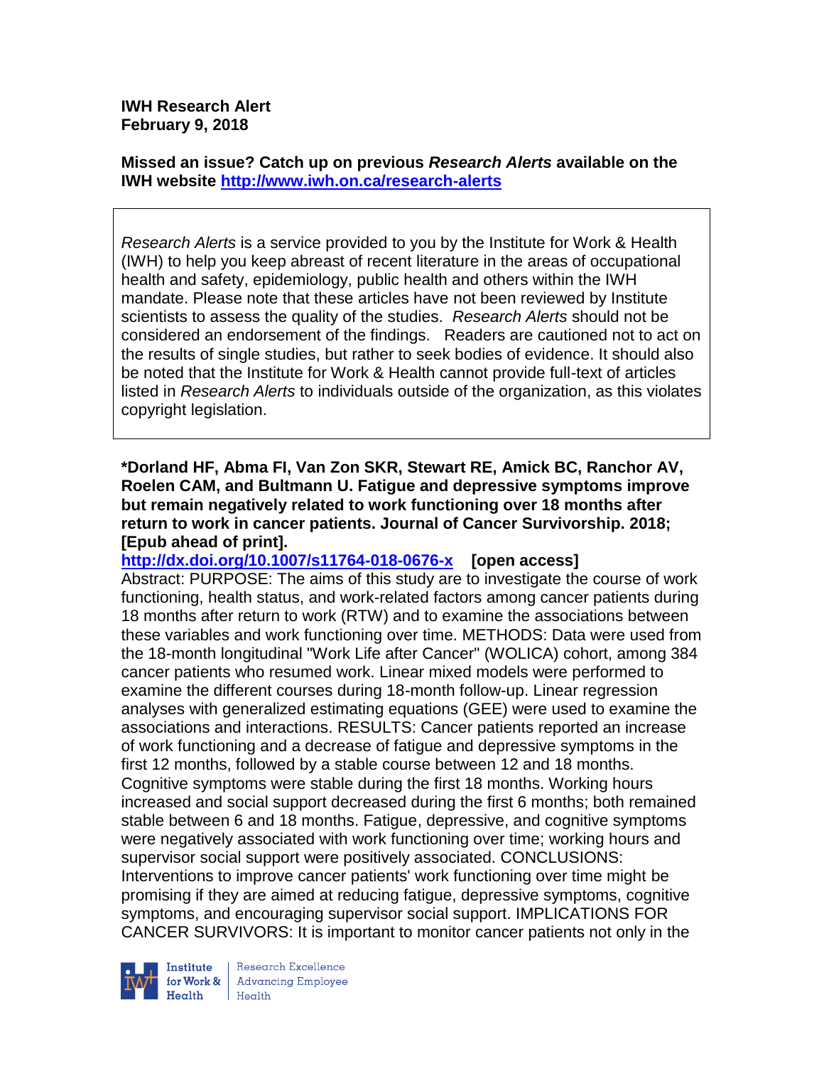**IWH Research Alert**
**February 9, 2018**

**Missed an issue? Catch up on previous *Research Alerts* available on the IWH website [http://www.iwh.on.ca/research-alerts](http://www.iwh.on.ca/research-alerts)**

> *Research Alerts* is a service provided to you by the Institute for Work & Health (IWH) to help you keep abreast of recent literature in the areas of occupational health and safety, epidemiology, public health and others within the IWH mandate. Please note that these articles have not been reviewed by Institute scientists to assess the quality of the studies. *Research Alerts* should not be considered an endorsement of the findings. Readers are cautioned not to act on the results of single studies, but rather to seek bodies of evidence. It should also be noted that the Institute for Work & Health cannot provide full-text of articles listed in *Research Alerts* to individuals outside of the organization, as this violates copyright legislation.

**\*Dorland HF, Abma FI, Van Zon SKR, Stewart RE, Amick BC, Ranchor AV, Roelen CAM, and Bultmann U. Fatigue and depressive symptoms improve but remain negatively related to work functioning over 18 months after return to work in cancer patients. Journal of Cancer Survivorship. 2018; [Epub ahead of print].**

**[http://dx.doi.org/10.1007/s11764-018-0676-x](http://dx.doi.org/10.1007/s11764-018-0676-x) [open access]**

Abstract: PURPOSE: The aims of this study are to investigate the course of work functioning, health status, and work-related factors among cancer patients during 18 months after return to work (RTW) and to examine the associations between these variables and work functioning over time. METHODS: Data were used from the 18-month longitudinal "Work Life after Cancer" (WOLICA) cohort, among 384 cancer patients who resumed work. Linear mixed models were performed to examine the different courses during 18-month follow-up. Linear regression analyses with generalized estimating equations (GEE) were used to examine the associations and interactions. RESULTS: Cancer patients reported an increase of work functioning and a decrease of fatigue and depressive symptoms in the first 12 months, followed by a stable course between 12 and 18 months. Cognitive symptoms were stable during the first 18 months. Working hours increased and social support decreased during the first 6 months; both remained stable between 6 and 18 months. Fatigue, depressive, and cognitive symptoms were negatively associated with work functioning over time; working hours and supervisor social support were positively associated. CONCLUSIONS: Interventions to improve cancer patients' work functioning over time might be promising if they are aimed at reducing fatigue, depressive symptoms, cognitive symptoms, and encouraging supervisor social support. IMPLICATIONS FOR CANCER SURVIVORS: It is important to monitor cancer patients not only in the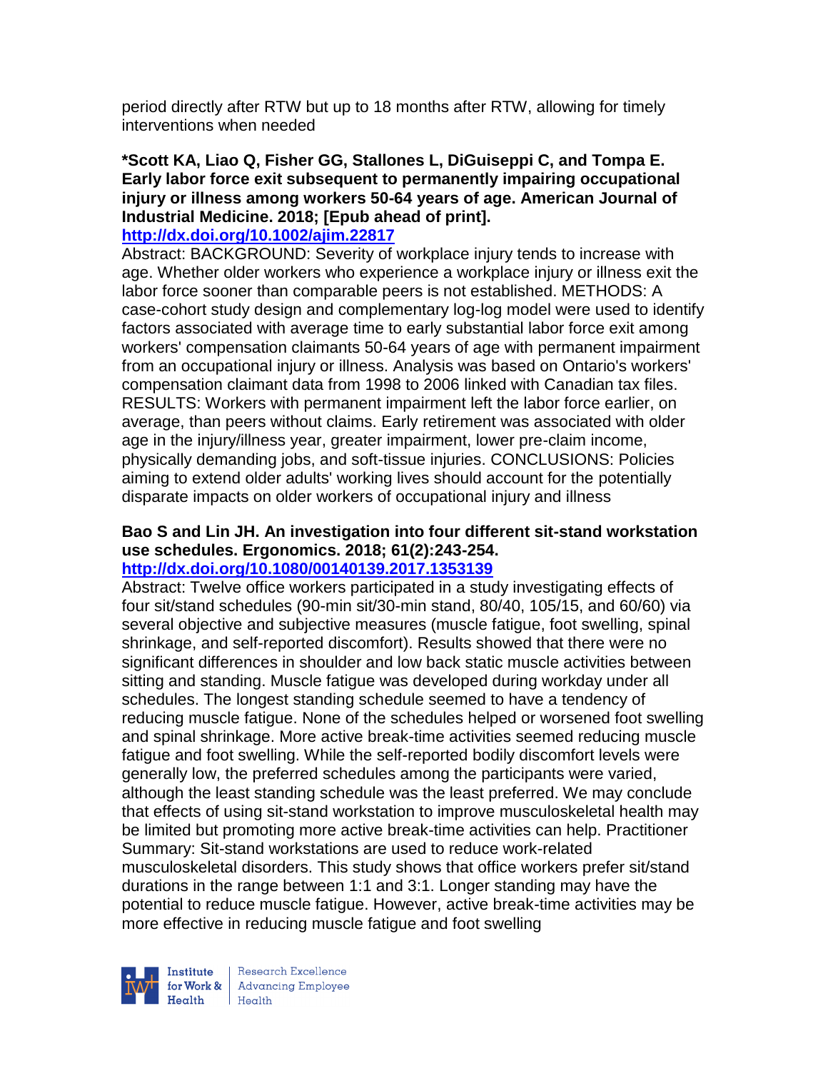period directly after RTW but up to 18 months after RTW, allowing for timely interventions when needed

**\*Scott KA, Liao Q, Fisher GG, Stallones L, DiGuiseppi C, and Tompa E. Early labor force exit subsequent to permanently impairing occupational injury or illness among workers 50-64 years of age. American Journal of Industrial Medicine. 2018; [Epub ahead of print].**
**http://dx.doi.org/10.1002/ajim.22817**
Abstract: BACKGROUND: Severity of workplace injury tends to increase with age. Whether older workers who experience a workplace injury or illness exit the labor force sooner than comparable peers is not established. METHODS: A case-cohort study design and complementary log-log model were used to identify factors associated with average time to early substantial labor force exit among workers' compensation claimants 50-64 years of age with permanent impairment from an occupational injury or illness. Analysis was based on Ontario's workers' compensation claimant data from 1998 to 2006 linked with Canadian tax files. RESULTS: Workers with permanent impairment left the labor force earlier, on average, than peers without claims. Early retirement was associated with older age in the injury/illness year, greater impairment, lower pre-claim income, physically demanding jobs, and soft-tissue injuries. CONCLUSIONS: Policies aiming to extend older adults' working lives should account for the potentially disparate impacts on older workers of occupational injury and illness

**Bao S and Lin JH. An investigation into four different sit-stand workstation use schedules. Ergonomics. 2018; 61(2):243-254.**
**http://dx.doi.org/10.1080/00140139.2017.1353139**
Abstract: Twelve office workers participated in a study investigating effects of four sit/stand schedules (90-min sit/30-min stand, 80/40, 105/15, and 60/60) via several objective and subjective measures (muscle fatigue, foot swelling, spinal shrinkage, and self-reported discomfort). Results showed that there were no significant differences in shoulder and low back static muscle activities between sitting and standing. Muscle fatigue was developed during workday under all schedules. The longest standing schedule seemed to have a tendency of reducing muscle fatigue. None of the schedules helped or worsened foot swelling and spinal shrinkage. More active break-time activities seemed reducing muscle fatigue and foot swelling. While the self-reported bodily discomfort levels were generally low, the preferred schedules among the participants were varied, although the least standing schedule was the least preferred. We may conclude that effects of using sit-stand workstation to improve musculoskeletal health may be limited but promoting more active break-time activities can help. Practitioner Summary: Sit-stand workstations are used to reduce work-related musculoskeletal disorders. This study shows that office workers prefer sit/stand durations in the range between 1:1 and 3:1. Longer standing may have the potential to reduce muscle fatigue. However, active break-time activities may be more effective in reducing muscle fatigue and foot swelling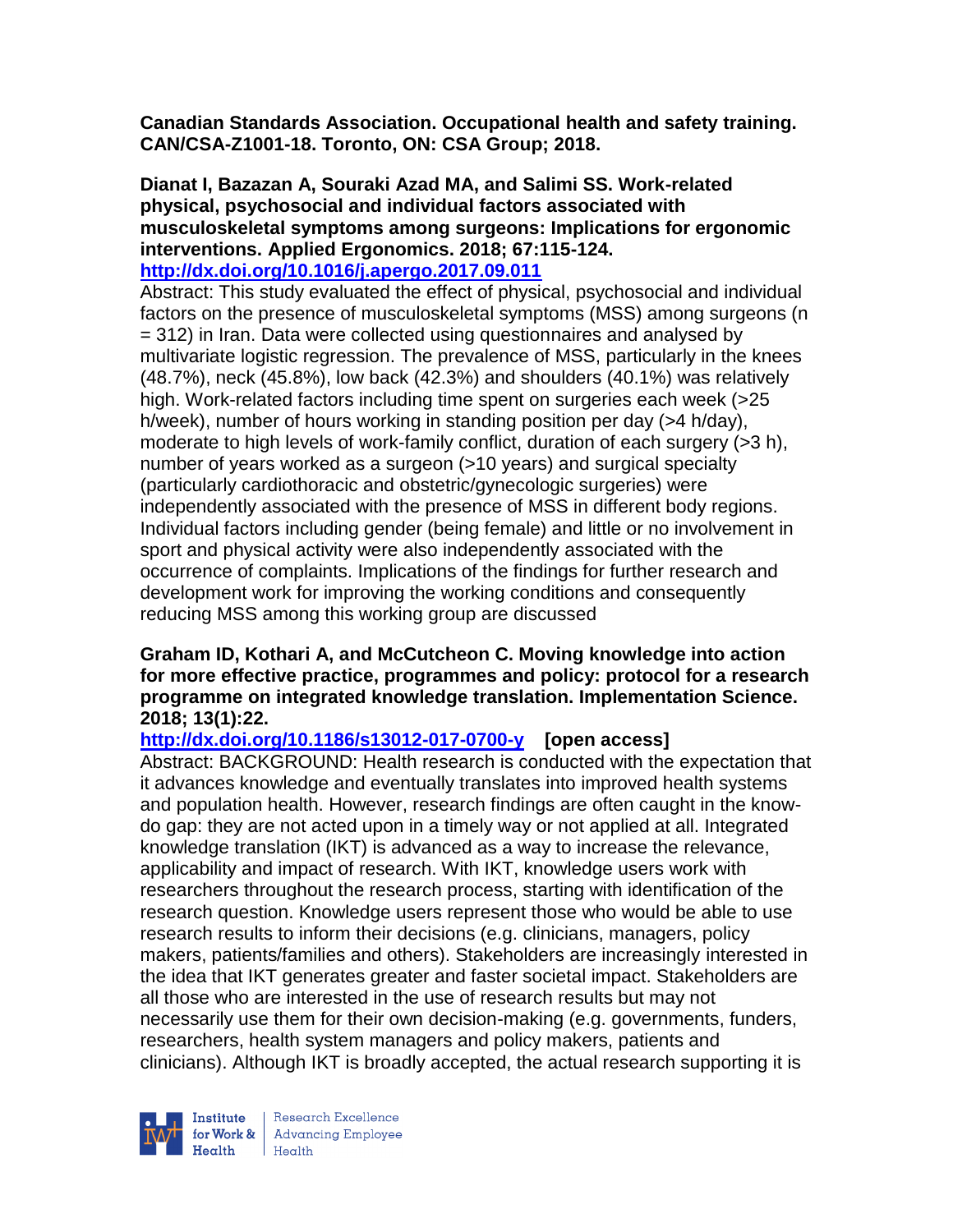**Canadian Standards Association. Occupational health and safety training. CAN/CSA-Z1001-18. Toronto, ON: CSA Group; 2018.**

**Dianat I, Bazazan A, Souraki Azad MA, and Salimi SS. Work-related physical, psychosocial and individual factors associated with musculoskeletal symptoms among surgeons: Implications for ergonomic interventions. Applied Ergonomics. 2018; 67:115-124.**
**http://dx.doi.org/10.1016/j.apergo.2017.09.011**

Abstract: This study evaluated the effect of physical, psychosocial and individual factors on the presence of musculoskeletal symptoms (MSS) among surgeons (n = 312) in Iran. Data were collected using questionnaires and analysed by multivariate logistic regression. The prevalence of MSS, particularly in the knees (48.7%), neck (45.8%), low back (42.3%) and shoulders (40.1%) was relatively high. Work-related factors including time spent on surgeries each week (>25 h/week), number of hours working in standing position per day (>4 h/day), moderate to high levels of work-family conflict, duration of each surgery (>3 h), number of years worked as a surgeon (>10 years) and surgical specialty (particularly cardiothoracic and obstetric/gynecologic surgeries) were independently associated with the presence of MSS in different body regions. Individual factors including gender (being female) and little or no involvement in sport and physical activity were also independently associated with the occurrence of complaints. Implications of the findings for further research and development work for improving the working conditions and consequently reducing MSS among this working group are discussed

**Graham ID, Kothari A, and McCutcheon C. Moving knowledge into action for more effective practice, programmes and policy: protocol for a research programme on integrated knowledge translation. Implementation Science. 2018; 13(1):22.**
**http://dx.doi.org/10.1186/s13012-017-0700-y [open access]**

Abstract: BACKGROUND: Health research is conducted with the expectation that it advances knowledge and eventually translates into improved health systems and population health. However, research findings are often caught in the know-do gap: they are not acted upon in a timely way or not applied at all. Integrated knowledge translation (IKT) is advanced as a way to increase the relevance, applicability and impact of research. With IKT, knowledge users work with researchers throughout the research process, starting with identification of the research question. Knowledge users represent those who would be able to use research results to inform their decisions (e.g. clinicians, managers, policy makers, patients/families and others). Stakeholders are increasingly interested in the idea that IKT generates greater and faster societal impact. Stakeholders are all those who are interested in the use of research results but may not necessarily use them for their own decision-making (e.g. governments, funders, researchers, health system managers and policy makers, patients and clinicians). Although IKT is broadly accepted, the actual research supporting it is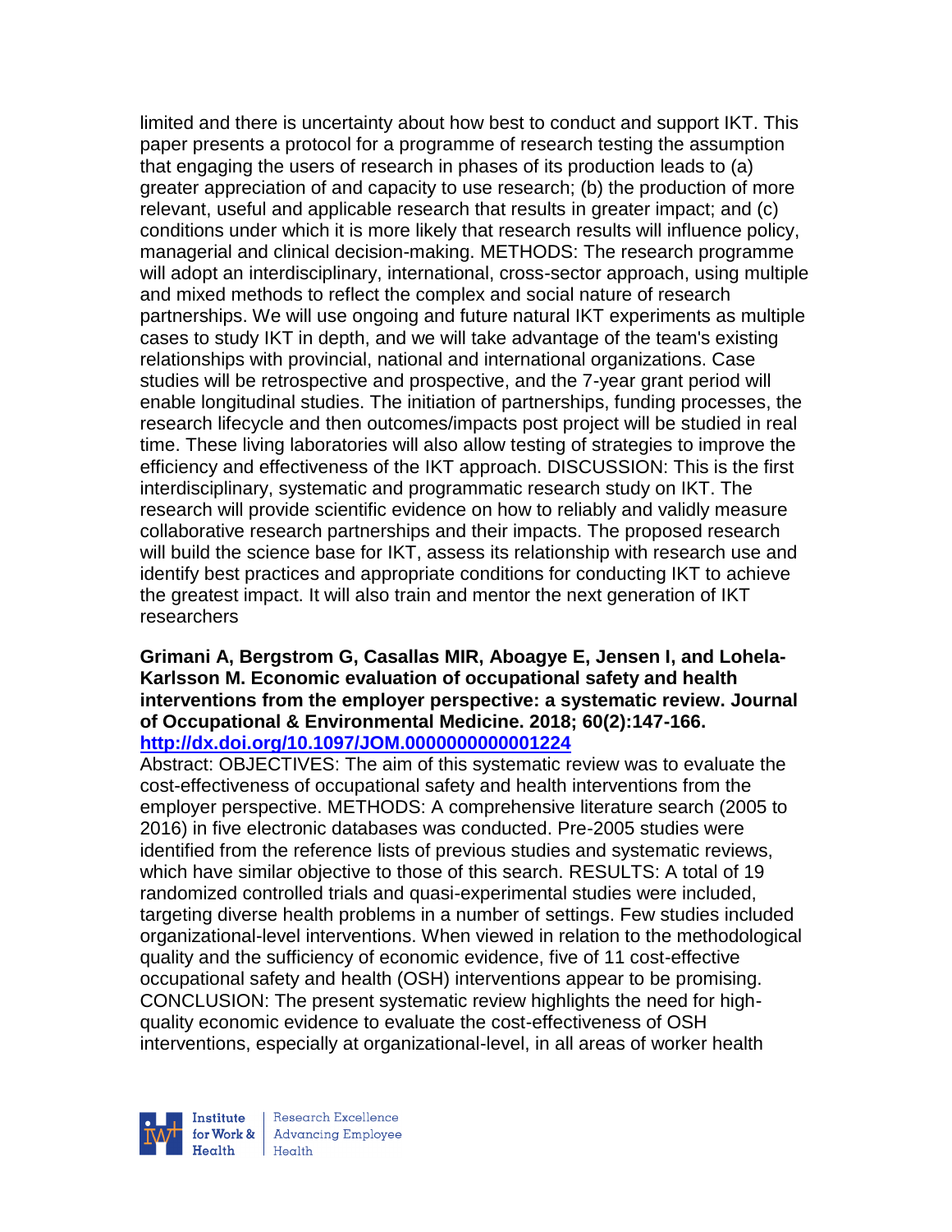limited and there is uncertainty about how best to conduct and support IKT. This paper presents a protocol for a programme of research testing the assumption that engaging the users of research in phases of its production leads to (a) greater appreciation of and capacity to use research; (b) the production of more relevant, useful and applicable research that results in greater impact; and (c) conditions under which it is more likely that research results will influence policy, managerial and clinical decision-making. METHODS: The research programme will adopt an interdisciplinary, international, cross-sector approach, using multiple and mixed methods to reflect the complex and social nature of research partnerships. We will use ongoing and future natural IKT experiments as multiple cases to study IKT in depth, and we will take advantage of the team's existing relationships with provincial, national and international organizations. Case studies will be retrospective and prospective, and the 7-year grant period will enable longitudinal studies. The initiation of partnerships, funding processes, the research lifecycle and then outcomes/impacts post project will be studied in real time. These living laboratories will also allow testing of strategies to improve the efficiency and effectiveness of the IKT approach. DISCUSSION: This is the first interdisciplinary, systematic and programmatic research study on IKT. The research will provide scientific evidence on how to reliably and validly measure collaborative research partnerships and their impacts. The proposed research will build the science base for IKT, assess its relationship with research use and identify best practices and appropriate conditions for conducting IKT to achieve the greatest impact. It will also train and mentor the next generation of IKT researchers

**Grimani A, Bergstrom G, Casallas MIR, Aboagye E, Jensen I, and Lohela-Karlsson M. Economic evaluation of occupational safety and health interventions from the employer perspective: a systematic review. Journal of Occupational & Environmental Medicine. 2018; 60(2):147-166.**
**http://dx.doi.org/10.1097/JOM.0000000000001224**

Abstract: OBJECTIVES: The aim of this systematic review was to evaluate the cost-effectiveness of occupational safety and health interventions from the employer perspective. METHODS: A comprehensive literature search (2005 to 2016) in five electronic databases was conducted. Pre-2005 studies were identified from the reference lists of previous studies and systematic reviews, which have similar objective to those of this search. RESULTS: A total of 19 randomized controlled trials and quasi-experimental studies were included, targeting diverse health problems in a number of settings. Few studies included organizational-level interventions. When viewed in relation to the methodological quality and the sufficiency of economic evidence, five of 11 cost-effective occupational safety and health (OSH) interventions appear to be promising. CONCLUSION: The present systematic review highlights the need for high-quality economic evidence to evaluate the cost-effectiveness of OSH interventions, especially at organizational-level, in all areas of worker health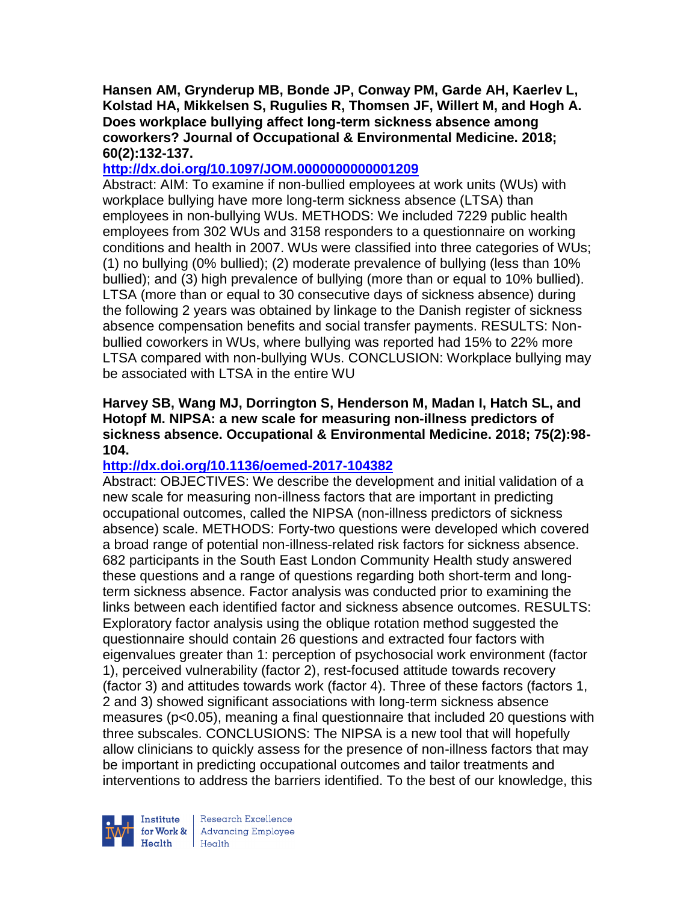**Hansen AM, Grynderup MB, Bonde JP, Conway PM, Garde AH, Kaerlev L, Kolstad HA, Mikkelsen S, Rugulies R, Thomsen JF, Willert M, and Hogh A. Does workplace bullying affect long-term sickness absence among coworkers? Journal of Occupational & Environmental Medicine. 2018; 60(2):132-137.**

**http://dx.doi.org/10.1097/JOM.0000000000001209**

Abstract: AIM: To examine if non-bullied employees at work units (WUs) with workplace bullying have more long-term sickness absence (LTSA) than employees in non-bullying WUs. METHODS: We included 7229 public health employees from 302 WUs and 3158 responders to a questionnaire on working conditions and health in 2007. WUs were classified into three categories of WUs; (1) no bullying (0% bullied); (2) moderate prevalence of bullying (less than 10% bullied); and (3) high prevalence of bullying (more than or equal to 10% bullied). LTSA (more than or equal to 30 consecutive days of sickness absence) during the following 2 years was obtained by linkage to the Danish register of sickness absence compensation benefits and social transfer payments. RESULTS: Non-bullied coworkers in WUs, where bullying was reported had 15% to 22% more LTSA compared with non-bullying WUs. CONCLUSION: Workplace bullying may be associated with LTSA in the entire WU

**Harvey SB, Wang MJ, Dorrington S, Henderson M, Madan I, Hatch SL, and Hotopf M. NIPSA: a new scale for measuring non-illness predictors of sickness absence. Occupational & Environmental Medicine. 2018; 75(2):98-104.**

**http://dx.doi.org/10.1136/oemed-2017-104382**

Abstract: OBJECTIVES: We describe the development and initial validation of a new scale for measuring non-illness factors that are important in predicting occupational outcomes, called the NIPSA (non-illness predictors of sickness absence) scale. METHODS: Forty-two questions were developed which covered a broad range of potential non-illness-related risk factors for sickness absence. 682 participants in the South East London Community Health study answered these questions and a range of questions regarding both short-term and long-term sickness absence. Factor analysis was conducted prior to examining the links between each identified factor and sickness absence outcomes. RESULTS: Exploratory factor analysis using the oblique rotation method suggested the questionnaire should contain 26 questions and extracted four factors with eigenvalues greater than 1: perception of psychosocial work environment (factor 1), perceived vulnerability (factor 2), rest-focused attitude towards recovery (factor 3) and attitudes towards work (factor 4). Three of these factors (factors 1, 2 and 3) showed significant associations with long-term sickness absence measures ($p<0.05$), meaning a final questionnaire that included 20 questions with three subscales. CONCLUSIONS: The NIPSA is a new tool that will hopefully allow clinicians to quickly assess for the presence of non-illness factors that may be important in predicting occupational outcomes and tailor treatments and interventions to address the barriers identified. To the best of our knowledge, this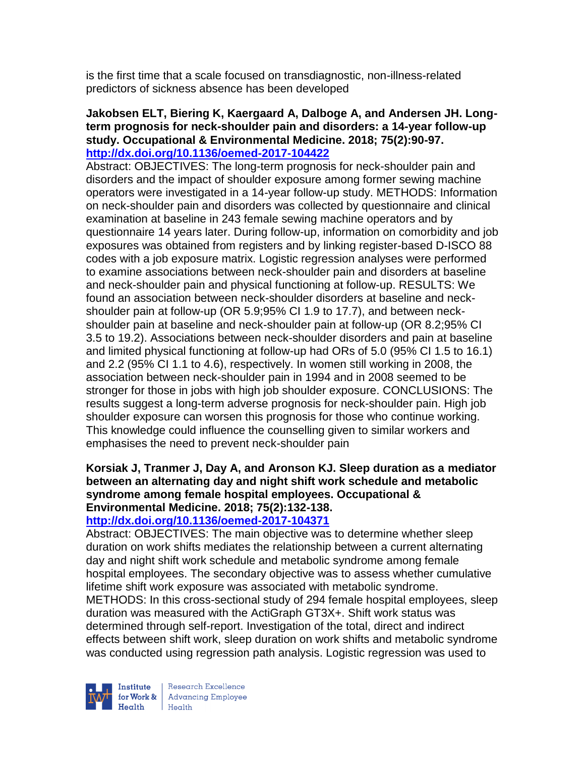is the first time that a scale focused on transdiagnostic, non-illness-related predictors of sickness absence has been developed

**Jakobsen ELT, Biering K, Kaergaard A, Dalboge A, and Andersen JH. Long-term prognosis for neck-shoulder pain and disorders: a 14-year follow-up study. Occupational & Environmental Medicine. 2018; 75(2):90-97. http://dx.doi.org/10.1136/oemed-2017-104422**

Abstract: OBJECTIVES: The long-term prognosis for neck-shoulder pain and disorders and the impact of shoulder exposure among former sewing machine operators were investigated in a 14-year follow-up study. METHODS: Information on neck-shoulder pain and disorders was collected by questionnaire and clinical examination at baseline in 243 female sewing machine operators and by questionnaire 14 years later. During follow-up, information on comorbidity and job exposures was obtained from registers and by linking register-based D-ISCO 88 codes with a job exposure matrix. Logistic regression analyses were performed to examine associations between neck-shoulder pain and disorders at baseline and neck-shoulder pain and physical functioning at follow-up. RESULTS: We found an association between neck-shoulder disorders at baseline and neck-shoulder pain at follow-up (OR 5.9;95% CI 1.9 to 17.7), and between neck-shoulder pain at baseline and neck-shoulder pain at follow-up (OR 8.2;95% CI 3.5 to 19.2). Associations between neck-shoulder disorders and pain at baseline and limited physical functioning at follow-up had ORs of 5.0 (95% CI 1.5 to 16.1) and 2.2 (95% CI 1.1 to 4.6), respectively. In women still working in 2008, the association between neck-shoulder pain in 1994 and in 2008 seemed to be stronger for those in jobs with high job shoulder exposure. CONCLUSIONS: The results suggest a long-term adverse prognosis for neck-shoulder pain. High job shoulder exposure can worsen this prognosis for those who continue working. This knowledge could influence the counselling given to similar workers and emphasises the need to prevent neck-shoulder pain

**Korsiak J, Tranmer J, Day A, and Aronson KJ. Sleep duration as a mediator between an alternating day and night shift work schedule and metabolic syndrome among female hospital employees. Occupational & Environmental Medicine. 2018; 75(2):132-138. http://dx.doi.org/10.1136/oemed-2017-104371**

Abstract: OBJECTIVES: The main objective was to determine whether sleep duration on work shifts mediates the relationship between a current alternating day and night shift work schedule and metabolic syndrome among female hospital employees. The secondary objective was to assess whether cumulative lifetime shift work exposure was associated with metabolic syndrome. METHODS: In this cross-sectional study of 294 female hospital employees, sleep duration was measured with the ActiGraph GT3X+. Shift work status was determined through self-report. Investigation of the total, direct and indirect effects between shift work, sleep duration on work shifts and metabolic syndrome was conducted using regression path analysis. Logistic regression was used to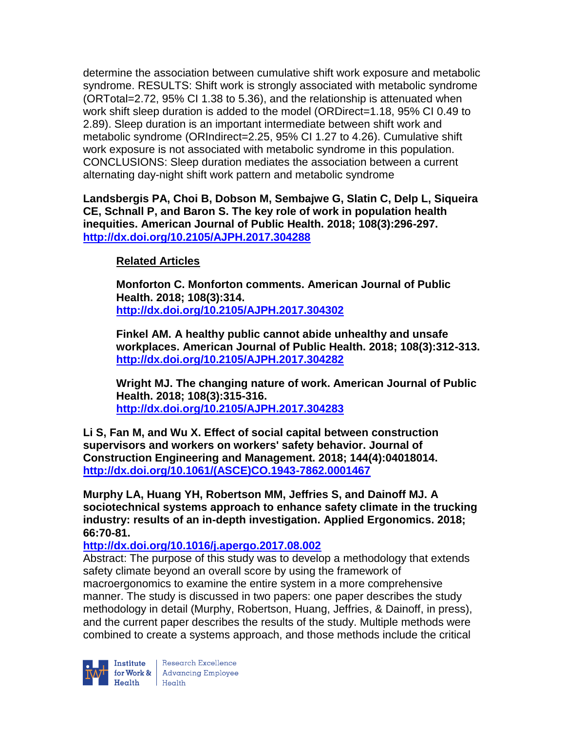determine the association between cumulative shift work exposure and metabolic syndrome. RESULTS: Shift work is strongly associated with metabolic syndrome ($OR_{Total}$=2.72, 95% CI 1.38 to 5.36), and the relationship is attenuated when work shift sleep duration is added to the model ($OR_{Direct}$=1.18, 95% CI 0.49 to 2.89). Sleep duration is an important intermediate between shift work and metabolic syndrome ($OR_{Indirect}$=2.25, 95% CI 1.27 to 4.26). Cumulative shift work exposure is not associated with metabolic syndrome in this population. CONCLUSIONS: Sleep duration mediates the association between a current alternating day-night shift work pattern and metabolic syndrome

**Landsbergis PA, Choi B, Dobson M, Sembajwe G, Slatin C, Delp L, Siqueira CE, Schnall P, and Baron S. The key role of work in population health inequities. American Journal of Public Health. 2018; 108(3):296-297. http://dx.doi.org/10.2105/AJPH.2017.304288**

**Related Articles**

**Monforton C. Monforton comments. American Journal of Public Health. 2018; 108(3):314. http://dx.doi.org/10.2105/AJPH.2017.304302**

**Finkel AM. A healthy public cannot abide unhealthy and unsafe workplaces. American Journal of Public Health. 2018; 108(3):312-313. http://dx.doi.org/10.2105/AJPH.2017.304282**

**Wright MJ. The changing nature of work. American Journal of Public Health. 2018; 108(3):315-316. http://dx.doi.org/10.2105/AJPH.2017.304283**

**Li S, Fan M, and Wu X. Effect of social capital between construction supervisors and workers on workers' safety behavior. Journal of Construction Engineering and Management. 2018; 144(4):04018014. http://dx.doi.org/10.1061/(ASCE)CO.1943-7862.0001467**

**Murphy LA, Huang YH, Robertson MM, Jeffries S, and Dainoff MJ. A sociotechnical systems approach to enhance safety climate in the trucking industry: results of an in-depth investigation. Applied Ergonomics. 2018; 66:70-81.**
**http://dx.doi.org/10.1016/j.apergo.2017.08.002**

Abstract: The purpose of this study was to develop a methodology that extends safety climate beyond an overall score by using the framework of macroergonomics to examine the entire system in a more comprehensive manner. The study is discussed in two papers: one paper describes the study methodology in detail (Murphy, Robertson, Huang, Jeffries, & Dainoff, in press), and the current paper describes the results of the study. Multiple methods were combined to create a systems approach, and those methods include the critical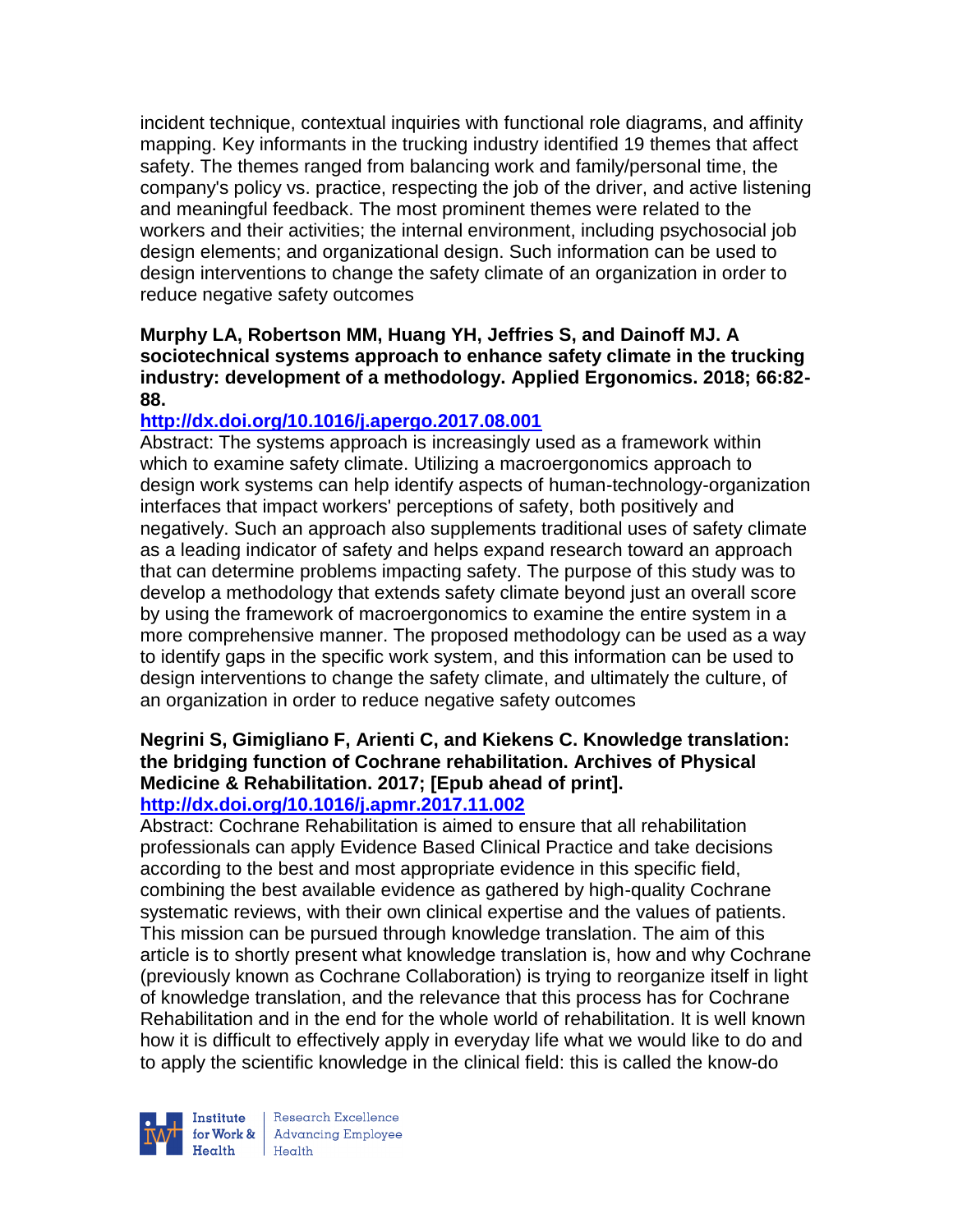incident technique, contextual inquiries with functional role diagrams, and affinity mapping. Key informants in the trucking industry identified 19 themes that affect safety. The themes ranged from balancing work and family/personal time, the company's policy vs. practice, respecting the job of the driver, and active listening and meaningful feedback. The most prominent themes were related to the workers and their activities; the internal environment, including psychosocial job design elements; and organizational design. Such information can be used to design interventions to change the safety climate of an organization in order to reduce negative safety outcomes

**Murphy LA, Robertson MM, Huang YH, Jeffries S, and Dainoff MJ. A sociotechnical systems approach to enhance safety climate in the trucking industry: development of a methodology. Applied Ergonomics. 2018; 66:82-88.**

**http://dx.doi.org/10.1016/j.apergo.2017.08.001**

Abstract: The systems approach is increasingly used as a framework within which to examine safety climate. Utilizing a macroergonomics approach to design work systems can help identify aspects of human-technology-organization interfaces that impact workers' perceptions of safety, both positively and negatively. Such an approach also supplements traditional uses of safety climate as a leading indicator of safety and helps expand research toward an approach that can determine problems impacting safety. The purpose of this study was to develop a methodology that extends safety climate beyond just an overall score by using the framework of macroergonomics to examine the entire system in a more comprehensive manner. The proposed methodology can be used as a way to identify gaps in the specific work system, and this information can be used to design interventions to change the safety climate, and ultimately the culture, of an organization in order to reduce negative safety outcomes

**Negrini S, Gimigliano F, Arienti C, and Kiekens C. Knowledge translation: the bridging function of Cochrane rehabilitation. Archives of Physical Medicine & Rehabilitation. 2017; [Epub ahead of print].**

**http://dx.doi.org/10.1016/j.apmr.2017.11.002**

Abstract: Cochrane Rehabilitation is aimed to ensure that all rehabilitation professionals can apply Evidence Based Clinical Practice and take decisions according to the best and most appropriate evidence in this specific field, combining the best available evidence as gathered by high-quality Cochrane systematic reviews, with their own clinical expertise and the values of patients. This mission can be pursued through knowledge translation. The aim of this article is to shortly present what knowledge translation is, how and why Cochrane (previously known as Cochrane Collaboration) is trying to reorganize itself in light of knowledge translation, and the relevance that this process has for Cochrane Rehabilitation and in the end for the whole world of rehabilitation. It is well known how it is difficult to effectively apply in everyday life what we would like to do and to apply the scientific knowledge in the clinical field: this is called the know-do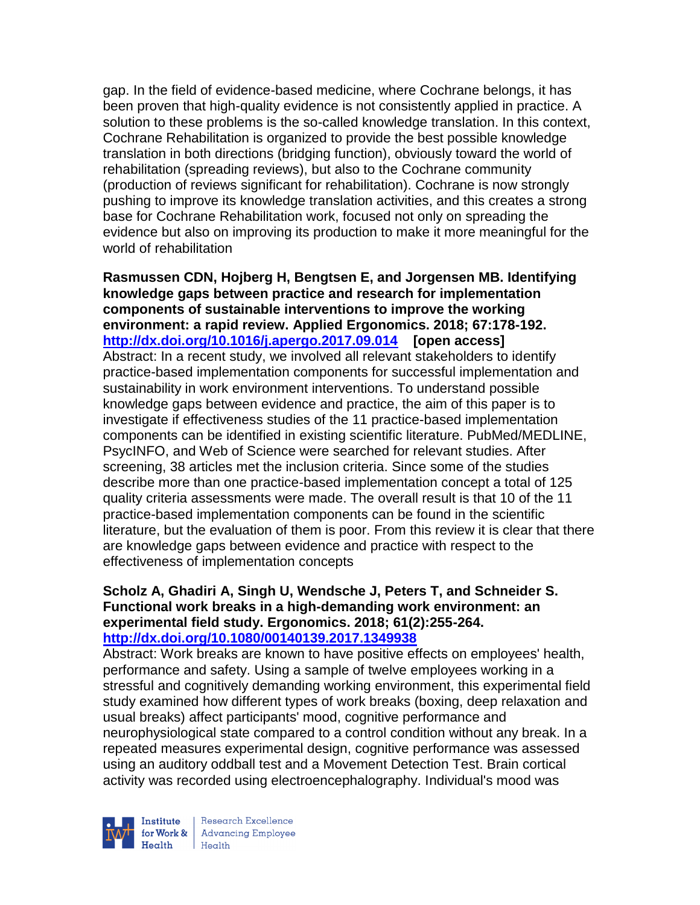gap. In the field of evidence-based medicine, where Cochrane belongs, it has been proven that high-quality evidence is not consistently applied in practice. A solution to these problems is the so-called knowledge translation. In this context, Cochrane Rehabilitation is organized to provide the best possible knowledge translation in both directions (bridging function), obviously toward the world of rehabilitation (spreading reviews), but also to the Cochrane community (production of reviews significant for rehabilitation). Cochrane is now strongly pushing to improve its knowledge translation activities, and this creates a strong base for Cochrane Rehabilitation work, focused not only on spreading the evidence but also on improving its production to make it more meaningful for the world of rehabilitation

**Rasmussen CDN, Hojberg H, Bengtsen E, and Jorgensen MB. Identifying knowledge gaps between practice and research for implementation components of sustainable interventions to improve the working environment: a rapid review. Applied Ergonomics. 2018; 67:178-192. http://dx.doi.org/10.1016/j.apergo.2017.09.014 [open access]**

Abstract: In a recent study, we involved all relevant stakeholders to identify practice-based implementation components for successful implementation and sustainability in work environment interventions. To understand possible knowledge gaps between evidence and practice, the aim of this paper is to investigate if effectiveness studies of the 11 practice-based implementation components can be identified in existing scientific literature. PubMed/MEDLINE, PsycINFO, and Web of Science were searched for relevant studies. After screening, 38 articles met the inclusion criteria. Since some of the studies describe more than one practice-based implementation concept a total of 125 quality criteria assessments were made. The overall result is that 10 of the 11 practice-based implementation components can be found in the scientific literature, but the evaluation of them is poor. From this review it is clear that there are knowledge gaps between evidence and practice with respect to the effectiveness of implementation concepts

**Scholz A, Ghadiri A, Singh U, Wendsche J, Peters T, and Schneider S. Functional work breaks in a high-demanding work environment: an experimental field study. Ergonomics. 2018; 61(2):255-264. http://dx.doi.org/10.1080/00140139.2017.1349938**

Abstract: Work breaks are known to have positive effects on employees' health, performance and safety. Using a sample of twelve employees working in a stressful and cognitively demanding working environment, this experimental field study examined how different types of work breaks (boxing, deep relaxation and usual breaks) affect participants' mood, cognitive performance and neurophysiological state compared to a control condition without any break. In a repeated measures experimental design, cognitive performance was assessed using an auditory oddball test and a Movement Detection Test. Brain cortical activity was recorded using electroencephalography. Individual's mood was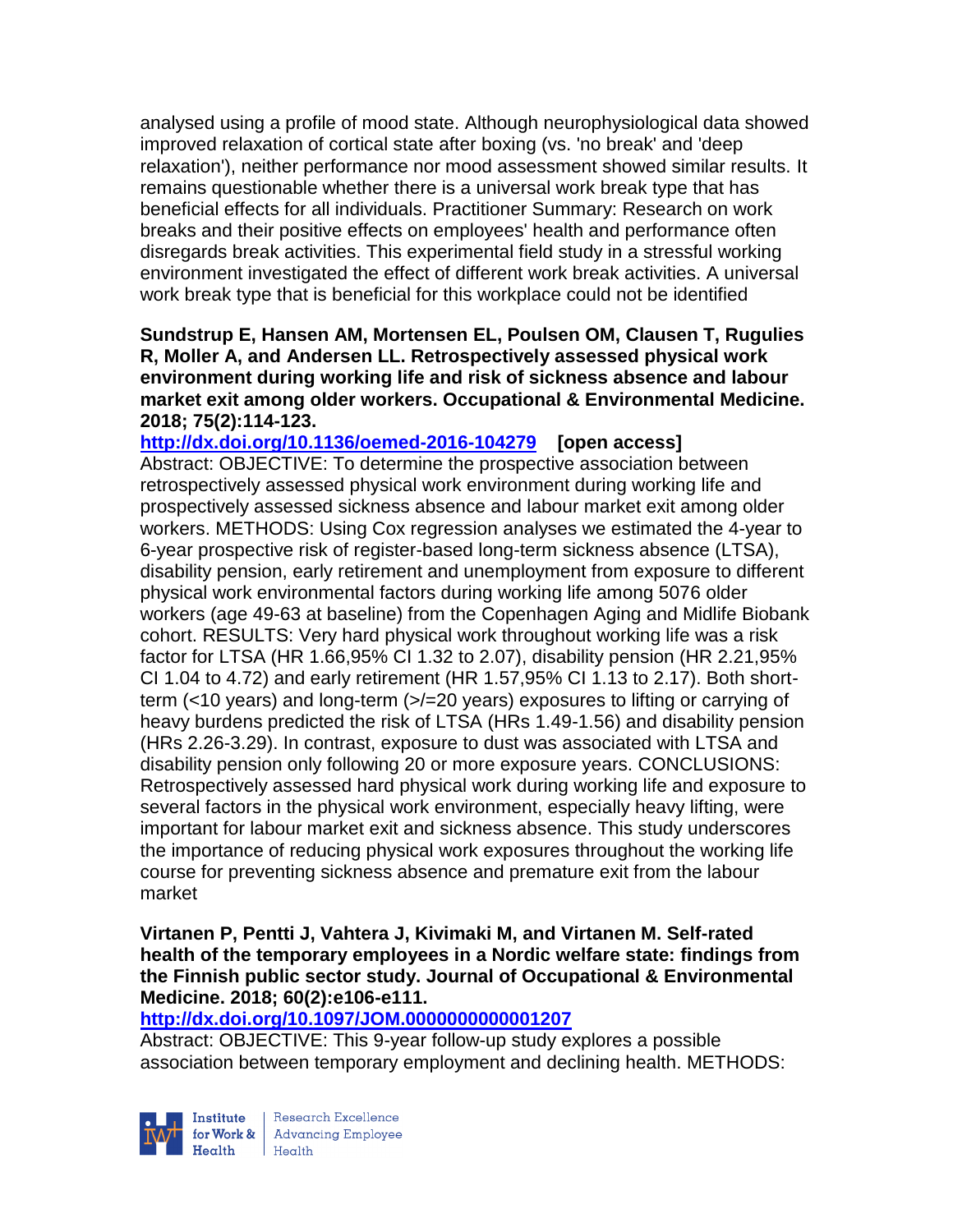analysed using a profile of mood state. Although neurophysiological data showed improved relaxation of cortical state after boxing (vs. 'no break' and 'deep relaxation'), neither performance nor mood assessment showed similar results. It remains questionable whether there is a universal work break type that has beneficial effects for all individuals. Practitioner Summary: Research on work breaks and their positive effects on employees' health and performance often disregards break activities. This experimental field study in a stressful working environment investigated the effect of different work break activities. A universal work break type that is beneficial for this workplace could not be identified

**Sundstrup E, Hansen AM, Mortensen EL, Poulsen OM, Clausen T, Rugulies R, Moller A, and Andersen LL. Retrospectively assessed physical work environment during working life and risk of sickness absence and labour market exit among older workers. Occupational & Environmental Medicine. 2018; 75(2):114-123.**

**http://dx.doi.org/10.1136/oemed-2016-104279 [open access]**

Abstract: OBJECTIVE: To determine the prospective association between retrospectively assessed physical work environment during working life and prospectively assessed sickness absence and labour market exit among older workers. METHODS: Using Cox regression analyses we estimated the 4-year to 6-year prospective risk of register-based long-term sickness absence (LTSA), disability pension, early retirement and unemployment from exposure to different physical work environmental factors during working life among 5076 older workers (age 49-63 at baseline) from the Copenhagen Aging and Midlife Biobank cohort. RESULTS: Very hard physical work throughout working life was a risk factor for LTSA (HR 1.66,95% CI 1.32 to 2.07), disability pension (HR 2.21,95% CI 1.04 to 4.72) and early retirement (HR 1.57,95% CI 1.13 to 2.17). Both short-term (<10 years) and long-term (>/=20 years) exposures to lifting or carrying of heavy burdens predicted the risk of LTSA (HRs 1.49-1.56) and disability pension (HRs 2.26-3.29). In contrast, exposure to dust was associated with LTSA and disability pension only following 20 or more exposure years. CONCLUSIONS: Retrospectively assessed hard physical work during working life and exposure to several factors in the physical work environment, especially heavy lifting, were important for labour market exit and sickness absence. This study underscores the importance of reducing physical work exposures throughout the working life course for preventing sickness absence and premature exit from the labour market

**Virtanen P, Pentti J, Vahtera J, Kivimaki M, and Virtanen M. Self-rated health of the temporary employees in a Nordic welfare state: findings from the Finnish public sector study. Journal of Occupational & Environmental Medicine. 2018; 60(2):e106-e111.**

**http://dx.doi.org/10.1097/JOM.0000000000001207**

Abstract: OBJECTIVE: This 9-year follow-up study explores a possible association between temporary employment and declining health. METHODS: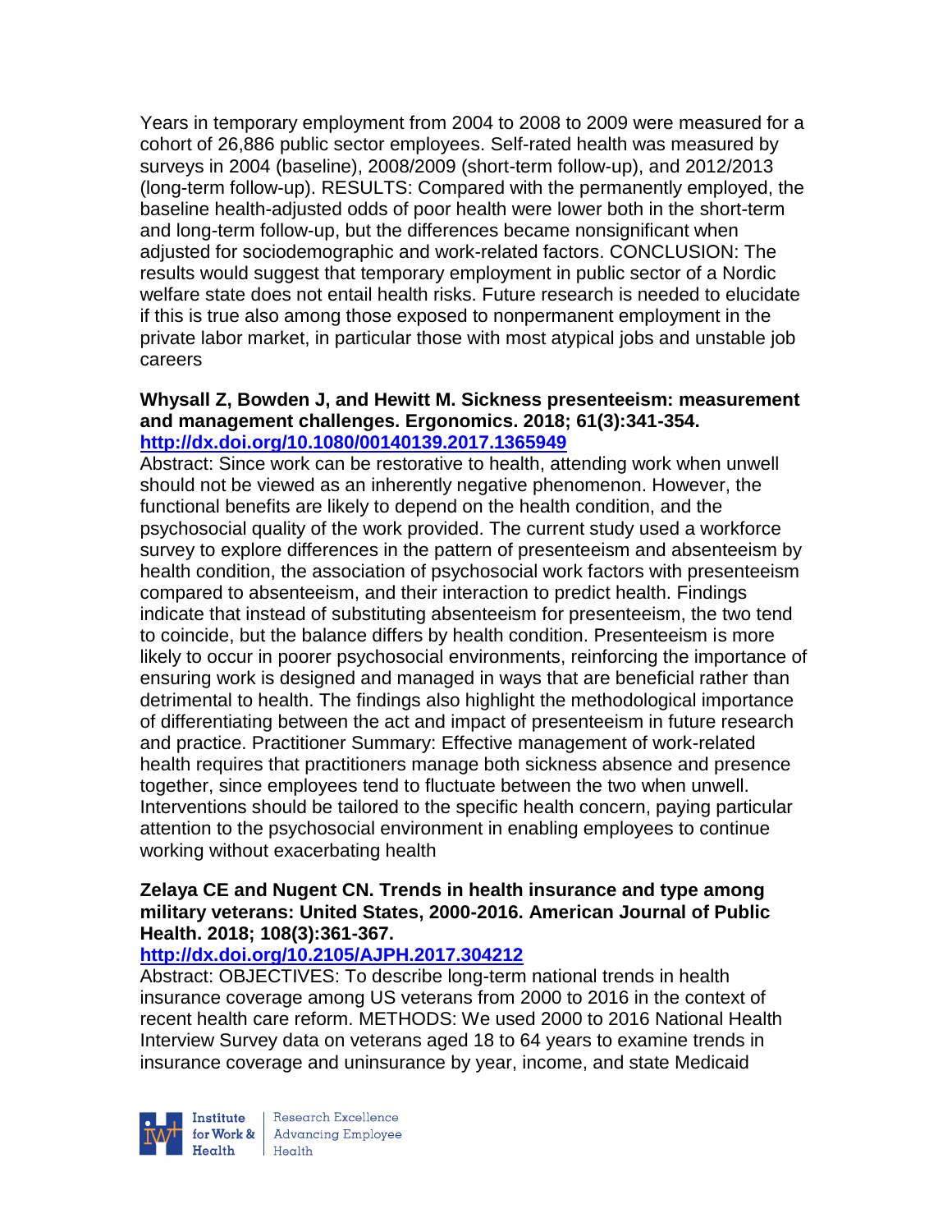Years in temporary employment from 2004 to 2008 to 2009 were measured for a cohort of 26,886 public sector employees. Self-rated health was measured by surveys in 2004 (baseline), 2008/2009 (short-term follow-up), and 2012/2013 (long-term follow-up). RESULTS: Compared with the permanently employed, the baseline health-adjusted odds of poor health were lower both in the short-term and long-term follow-up, but the differences became nonsignificant when adjusted for sociodemographic and work-related factors. CONCLUSION: The results would suggest that temporary employment in public sector of a Nordic welfare state does not entail health risks. Future research is needed to elucidate if this is true also among those exposed to nonpermanent employment in the private labor market, in particular those with most atypical jobs and unstable job careers

**Whysall Z, Bowden J, and Hewitt M. Sickness presenteeism: measurement and management challenges. Ergonomics. 2018; 61(3):341-354.**
**http://dx.doi.org/10.1080/00140139.2017.1365949**
Abstract: Since work can be restorative to health, attending work when unwell should not be viewed as an inherently negative phenomenon. However, the functional benefits are likely to depend on the health condition, and the psychosocial quality of the work provided. The current study used a workforce survey to explore differences in the pattern of presenteeism and absenteeism by health condition, the association of psychosocial work factors with presenteeism compared to absenteeism, and their interaction to predict health. Findings indicate that instead of substituting absenteeism for presenteeism, the two tend to coincide, but the balance differs by health condition. Presenteeism is more likely to occur in poorer psychosocial environments, reinforcing the importance of ensuring work is designed and managed in ways that are beneficial rather than detrimental to health. The findings also highlight the methodological importance of differentiating between the act and impact of presenteeism in future research and practice. Practitioner Summary: Effective management of work-related health requires that practitioners manage both sickness absence and presence together, since employees tend to fluctuate between the two when unwell. Interventions should be tailored to the specific health concern, paying particular attention to the psychosocial environment in enabling employees to continue working without exacerbating health

**Zelaya CE and Nugent CN. Trends in health insurance and type among military veterans: United States, 2000-2016. American Journal of Public Health. 2018; 108(3):361-367.**
**http://dx.doi.org/10.2105/AJPH.2017.304212**
Abstract: OBJECTIVES: To describe long-term national trends in health insurance coverage among US veterans from 2000 to 2016 in the context of recent health care reform. METHODS: We used 2000 to 2016 National Health Interview Survey data on veterans aged 18 to 64 years to examine trends in insurance coverage and uninsurance by year, income, and state Medicaid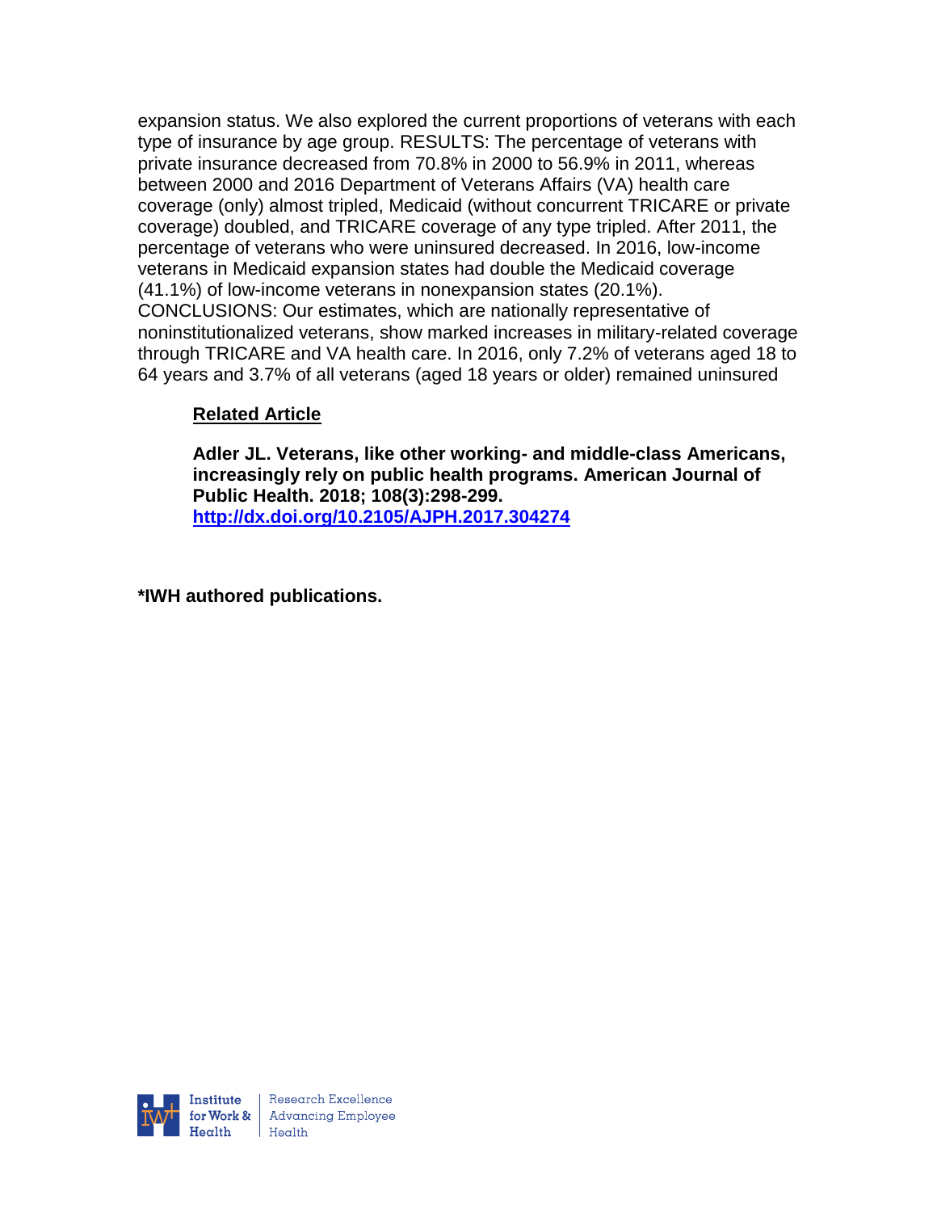expansion status. We also explored the current proportions of veterans with each type of insurance by age group. RESULTS: The percentage of veterans with private insurance decreased from 70.8% in 2000 to 56.9% in 2011, whereas between 2000 and 2016 Department of Veterans Affairs (VA) health care coverage (only) almost tripled, Medicaid (without concurrent TRICARE or private coverage) doubled, and TRICARE coverage of any type tripled. After 2011, the percentage of veterans who were uninsured decreased. In 2016, low-income veterans in Medicaid expansion states had double the Medicaid coverage (41.1%) of low-income veterans in nonexpansion states (20.1%). CONCLUSIONS: Our estimates, which are nationally representative of noninstitutionalized veterans, show marked increases in military-related coverage through TRICARE and VA health care. In 2016, only 7.2% of veterans aged 18 to 64 years and 3.7% of all veterans (aged 18 years or older) remained uninsured

**Related Article**

**Adler JL. Veterans, like other working- and middle-class Americans, increasingly rely on public health programs. American Journal of Public Health. 2018; 108(3):298-299.**
**http://dx.doi.org/10.2105/AJPH.2017.304274**

**\*IWH authored publications.**